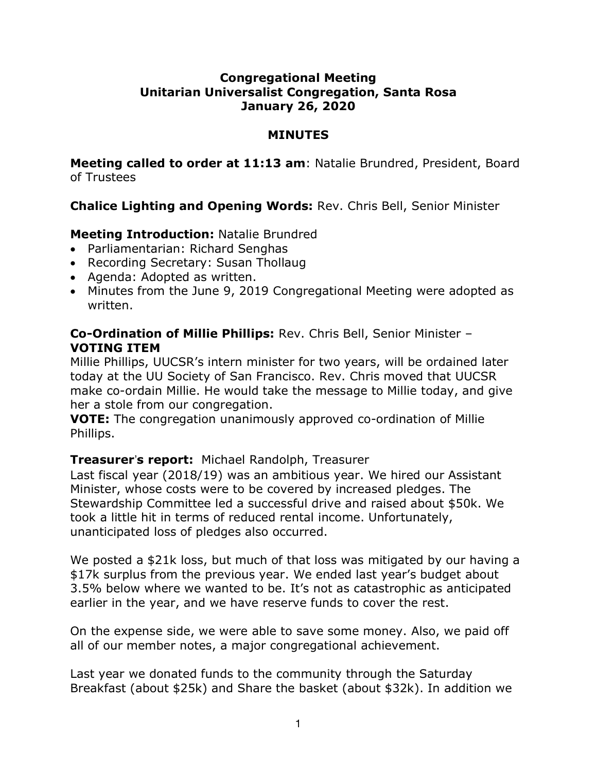**Congregational Meeting**
**Unitarian Universalist Congregation, Santa Rosa**
**January 26, 2020**

**MINUTES**

**Meeting called to order at 11:13 am**: Natalie Brundred, President, Board of Trustees

**Chalice Lighting and Opening Words:** Rev. Chris Bell, Senior Minister

**Meeting Introduction:** Natalie Brundred

- Parliamentarian: Richard Senghas
- Recording Secretary: Susan Thollaug
- Agenda: Adopted as written.
- Minutes from the June 9, 2019 Congregational Meeting were adopted as written.

**Co-Ordination of Millie Phillips:** Rev. Chris Bell, Senior Minister – **VOTING ITEM**

Millie Phillips, UUCSR's intern minister for two years, will be ordained later today at the UU Society of San Francisco. Rev. Chris moved that UUCSR make co-ordain Millie. He would take the message to Millie today, and give her a stole from our congregation.

**VOTE:** The congregation unanimously approved co-ordination of Millie Phillips.

**Treasurer's report:** Michael Randolph, Treasurer

Last fiscal year (2018/19) was an ambitious year. We hired our Assistant Minister, whose costs were to be covered by increased pledges. The Stewardship Committee led a successful drive and raised about $50k. We took a little hit in terms of reduced rental income. Unfortunately, unanticipated loss of pledges also occurred.

We posted a $21k loss, but much of that loss was mitigated by our having a $17k surplus from the previous year. We ended last year's budget about 3.5% below where we wanted to be. It's not as catastrophic as anticipated earlier in the year, and we have reserve funds to cover the rest.

On the expense side, we were able to save some money. Also, we paid off all of our member notes, a major congregational achievement.

Last year we donated funds to the community through the Saturday Breakfast (about $25k) and Share the basket (about $32k). In addition we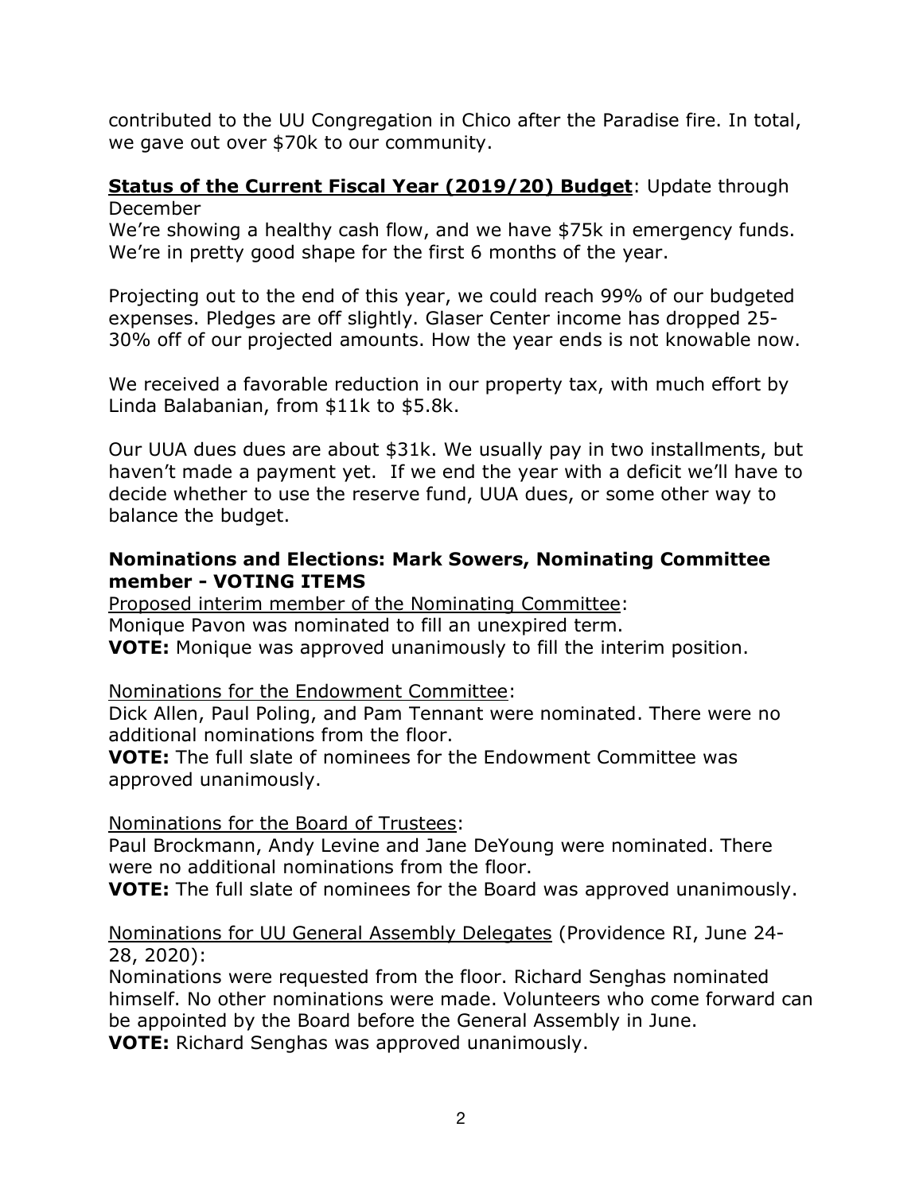contributed to the UU Congregation in Chico after the Paradise fire. In total, we gave out over $70k to our community.

**Status of the Current Fiscal Year (2019/20) Budget**: Update through December

We're showing a healthy cash flow, and we have $75k in emergency funds. We're in pretty good shape for the first 6 months of the year.

Projecting out to the end of this year, we could reach 99% of our budgeted expenses. Pledges are off slightly. Glaser Center income has dropped 25-30% off of our projected amounts. How the year ends is not knowable now.

We received a favorable reduction in our property tax, with much effort by Linda Balabanian, from $11k to $5.8k.

Our UUA dues dues are about $31k. We usually pay in two installments, but haven't made a payment yet. If we end the year with a deficit we'll have to decide whether to use the reserve fund, UUA dues, or some other way to balance the budget.

**Nominations and Elections: Mark Sowers, Nominating Committee member - VOTING ITEMS**

Proposed interim member of the Nominating Committee:
Monique Pavon was nominated to fill an unexpired term.
**VOTE:** Monique was approved unanimously to fill the interim position.

Nominations for the Endowment Committee:
Dick Allen, Paul Poling, and Pam Tennant were nominated. There were no additional nominations from the floor.
**VOTE:** The full slate of nominees for the Endowment Committee was approved unanimously.

Nominations for the Board of Trustees:
Paul Brockmann, Andy Levine and Jane DeYoung were nominated. There were no additional nominations from the floor.
**VOTE:** The full slate of nominees for the Board was approved unanimously.

Nominations for UU General Assembly Delegates (Providence RI, June 24-28, 2020):
Nominations were requested from the floor. Richard Senghas nominated himself. No other nominations were made. Volunteers who come forward can be appointed by the Board before the General Assembly in June.
**VOTE:** Richard Senghas was approved unanimously.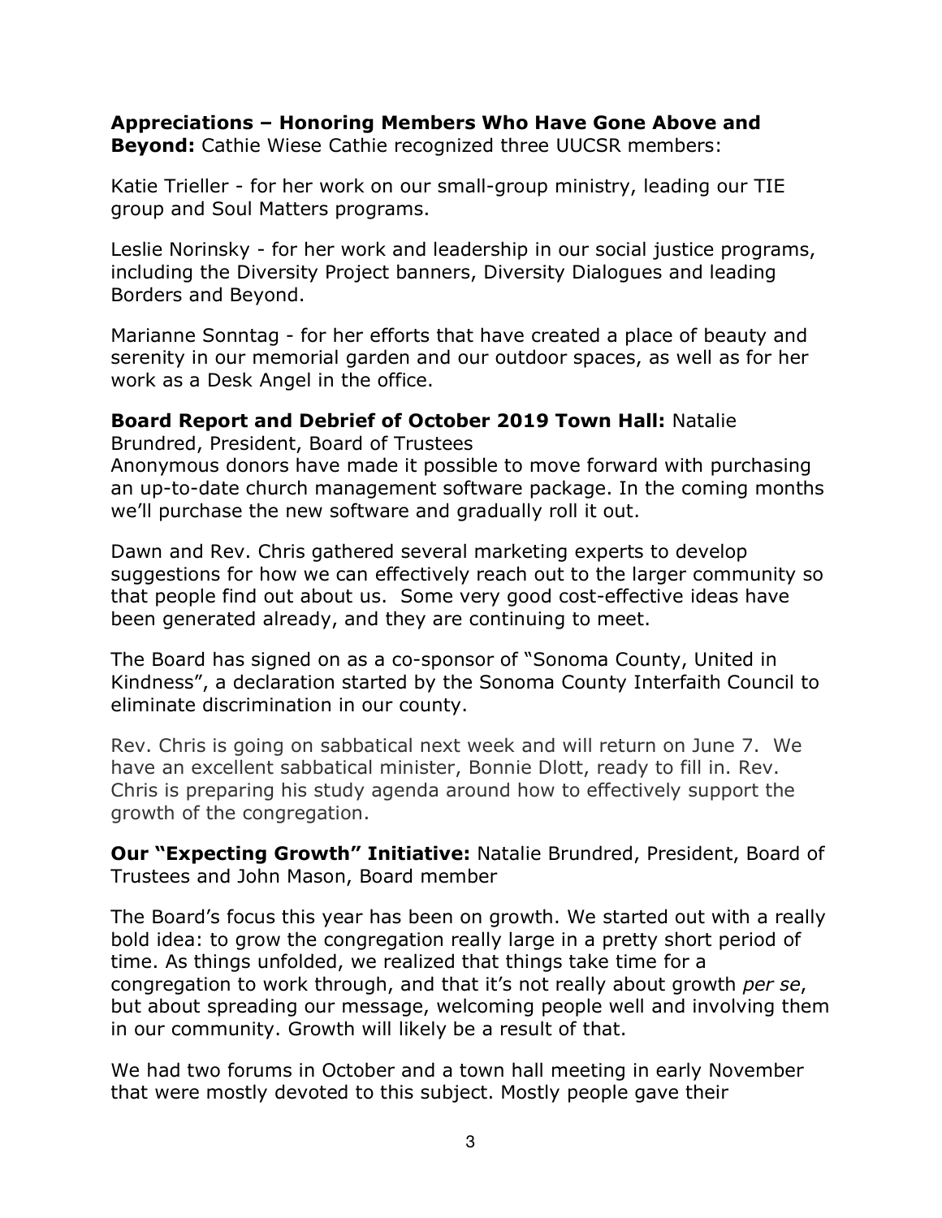**Appreciations – Honoring Members Who Have Gone Above and Beyond:** Cathie Wiese Cathie recognized three UUCSR members:

Katie Trieller - for her work on our small-group ministry, leading our TIE group and Soul Matters programs.

Leslie Norinsky - for her work and leadership in our social justice programs, including the Diversity Project banners, Diversity Dialogues and leading Borders and Beyond.

Marianne Sonntag - for her efforts that have created a place of beauty and serenity in our memorial garden and our outdoor spaces, as well as for her work as a Desk Angel in the office.

**Board Report and Debrief of October 2019 Town Hall:** Natalie Brundred, President, Board of Trustees
Anonymous donors have made it possible to move forward with purchasing an up-to-date church management software package. In the coming months we'll purchase the new software and gradually roll it out.

Dawn and Rev. Chris gathered several marketing experts to develop suggestions for how we can effectively reach out to the larger community so that people find out about us. Some very good cost-effective ideas have been generated already, and they are continuing to meet.

The Board has signed on as a co-sponsor of "Sonoma County, United in Kindness", a declaration started by the Sonoma County Interfaith Council to eliminate discrimination in our county.

Rev. Chris is going on sabbatical next week and will return on June 7. We have an excellent sabbatical minister, Bonnie Dlott, ready to fill in. Rev. Chris is preparing his study agenda around how to effectively support the growth of the congregation.

**Our "Expecting Growth" Initiative:** Natalie Brundred, President, Board of Trustees and John Mason, Board member

The Board's focus this year has been on growth. We started out with a really bold idea: to grow the congregation really large in a pretty short period of time. As things unfolded, we realized that things take time for a congregation to work through, and that it's not really about growth *per se*, but about spreading our message, welcoming people well and involving them in our community. Growth will likely be a result of that.

We had two forums in October and a town hall meeting in early November that were mostly devoted to this subject. Mostly people gave their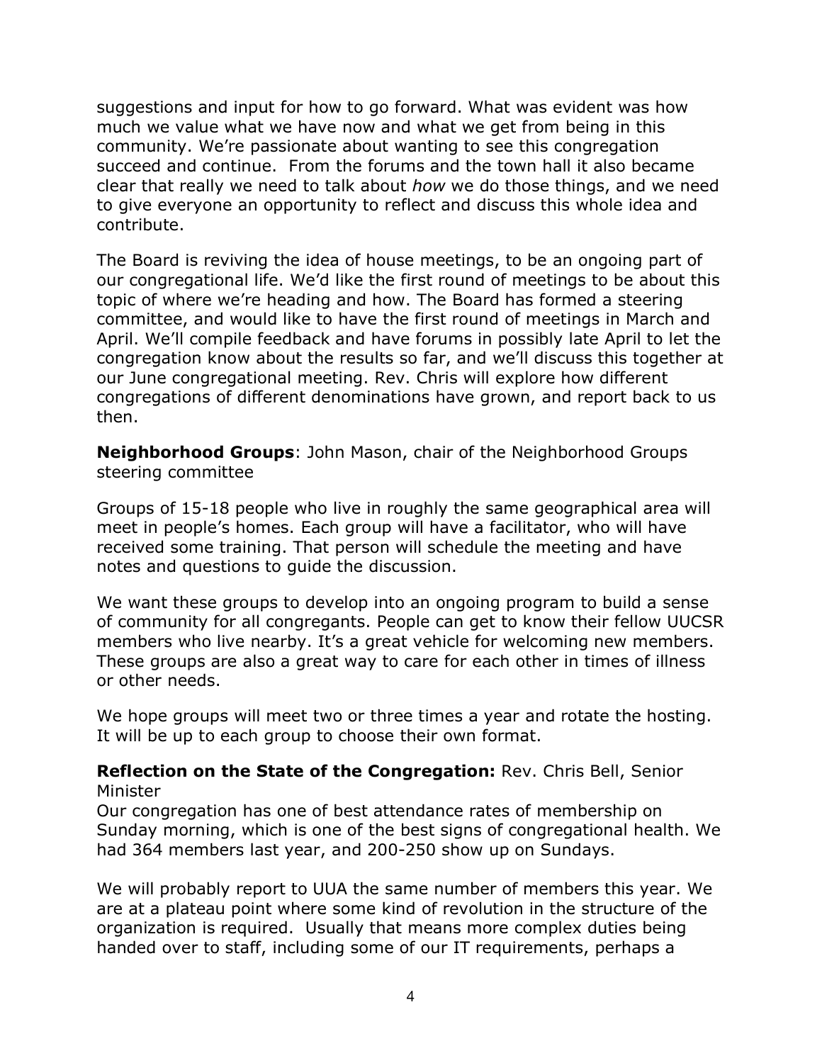suggestions and input for how to go forward. What was evident was how much we value what we have now and what we get from being in this community. We're passionate about wanting to see this congregation succeed and continue. From the forums and the town hall it also became clear that really we need to talk about *how* we do those things, and we need to give everyone an opportunity to reflect and discuss this whole idea and contribute.

The Board is reviving the idea of house meetings, to be an ongoing part of our congregational life. We'd like the first round of meetings to be about this topic of where we're heading and how. The Board has formed a steering committee, and would like to have the first round of meetings in March and April. We'll compile feedback and have forums in possibly late April to let the congregation know about the results so far, and we'll discuss this together at our June congregational meeting. Rev. Chris will explore how different congregations of different denominations have grown, and report back to us then.

**Neighborhood Groups**: John Mason, chair of the Neighborhood Groups steering committee

Groups of 15-18 people who live in roughly the same geographical area will meet in people's homes. Each group will have a facilitator, who will have received some training. That person will schedule the meeting and have notes and questions to guide the discussion.

We want these groups to develop into an ongoing program to build a sense of community for all congregants. People can get to know their fellow UUCSR members who live nearby. It's a great vehicle for welcoming new members. These groups are also a great way to care for each other in times of illness or other needs.

We hope groups will meet two or three times a year and rotate the hosting. It will be up to each group to choose their own format.

**Reflection on the State of the Congregation:** Rev. Chris Bell, Senior Minister

Our congregation has one of best attendance rates of membership on Sunday morning, which is one of the best signs of congregational health. We had 364 members last year, and 200-250 show up on Sundays.

We will probably report to UUA the same number of members this year. We are at a plateau point where some kind of revolution in the structure of the organization is required. Usually that means more complex duties being handed over to staff, including some of our IT requirements, perhaps a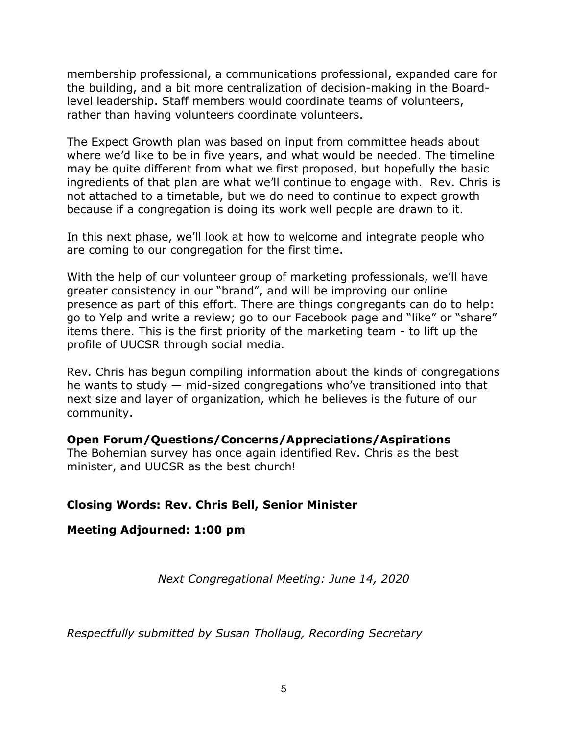membership professional, a communications professional, expanded care for the building, and a bit more centralization of decision-making in the Board-level leadership. Staff members would coordinate teams of volunteers, rather than having volunteers coordinate volunteers.

The Expect Growth plan was based on input from committee heads about where we'd like to be in five years, and what would be needed. The timeline may be quite different from what we first proposed, but hopefully the basic ingredients of that plan are what we'll continue to engage with. Rev. Chris is not attached to a timetable, but we do need to continue to expect growth because if a congregation is doing its work well people are drawn to it.

In this next phase, we'll look at how to welcome and integrate people who are coming to our congregation for the first time.

With the help of our volunteer group of marketing professionals, we'll have greater consistency in our "brand", and will be improving our online presence as part of this effort. There are things congregants can do to help: go to Yelp and write a review; go to our Facebook page and "like" or "share" items there. This is the first priority of the marketing team - to lift up the profile of UUCSR through social media.

Rev. Chris has begun compiling information about the kinds of congregations he wants to study — mid-sized congregations who've transitioned into that next size and layer of organization, which he believes is the future of our community.

**Open Forum/Questions/Concerns/Appreciations/Aspirations**
The Bohemian survey has once again identified Rev. Chris as the best minister, and UUCSR as the best church!

**Closing Words: Rev. Chris Bell, Senior Minister**

**Meeting Adjourned: 1:00 pm**

*Next Congregational Meeting: June 14, 2020*

*Respectfully submitted by Susan Thollaug, Recording Secretary*